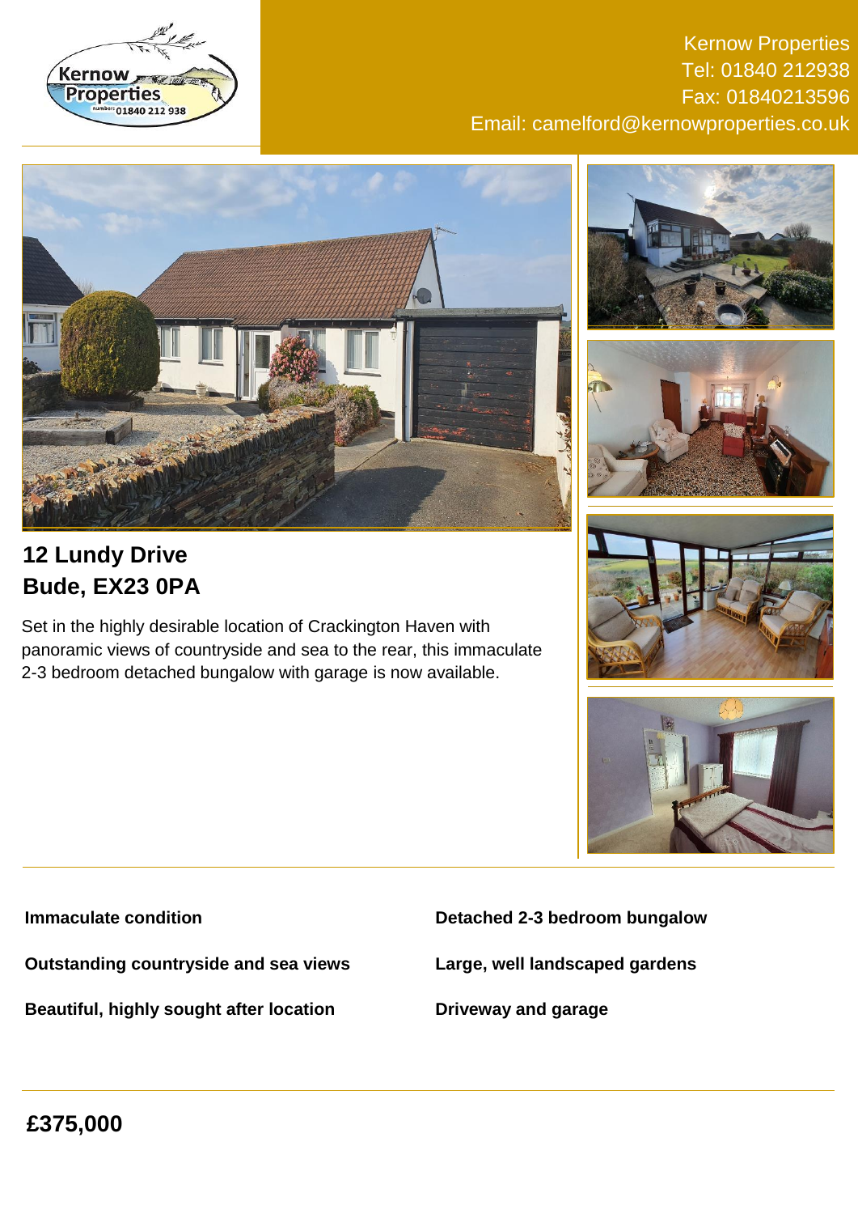Kernow Properties
Tel: 01840 212938
Fax: 01840213596
Email: camelford@kernowproperties.co.uk

## 12 Lundy Drive
## Bude, EX23 0PA

Set in the highly desirable location of Crackington Haven with panoramic views of countryside and sea to the rear, this immaculate 2-3 bedroom detached bungalow with garage is now available.

**Immaculate condition**

**Outstanding countryside and sea views**

**Beautiful, highly sought after location**

**Detached 2-3 bedroom bungalow**

**Large, well landscaped gardens**

**Driveway and garage**

## £375,000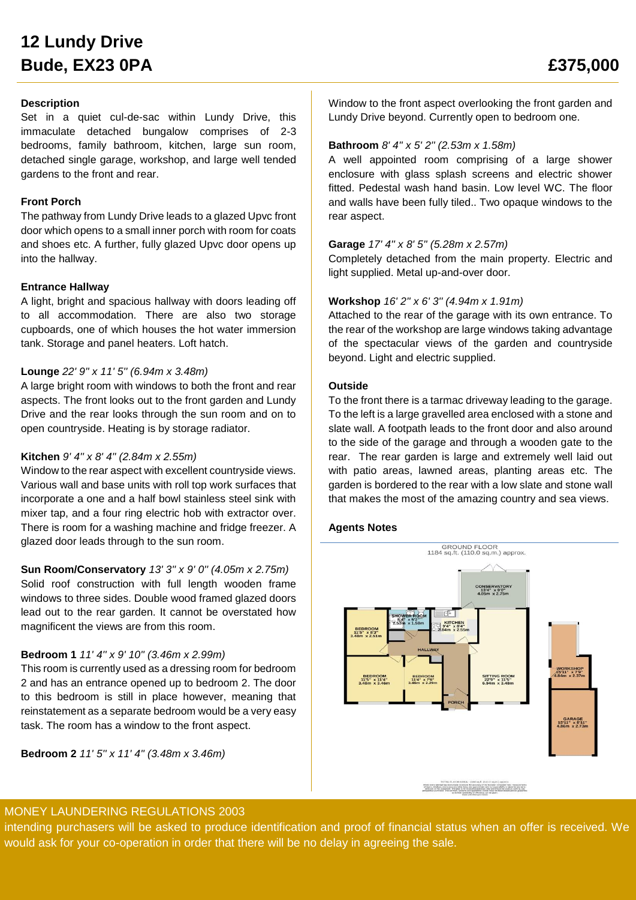# 12 Lundy Drive
# Bude, EX23 0PA

**£375,000**

**Description**

Set in a quiet cul-de-sac within Lundy Drive, this immaculate detached bungalow comprises of 2-3 bedrooms, family bathroom, kitchen, large sun room, detached single garage, workshop, and large well tended gardens to the front and rear.

**Front Porch**

The pathway from Lundy Drive leads to a glazed Upvc front door which opens to a small inner porch with room for coats and shoes etc. A further, fully glazed Upvc door opens up into the hallway.

**Entrance Hallway**

A light, bright and spacious hallway with doors leading off to all accommodation. There are also two storage cupboards, one of which houses the hot water immersion tank. Storage and panel heaters. Loft hatch.

**Lounge** *22' 9" x 11' 5" (6.94m x 3.48m)*

A large bright room with windows to both the front and rear aspects. The front looks out to the front garden and Lundy Drive and the rear looks through the sun room and on to open countryside. Heating is by storage radiator.

**Kitchen** *9' 4" x 8' 4" (2.84m x 2.55m)*

Window to the rear aspect with excellent countryside views. Various wall and base units with roll top work surfaces that incorporate a one and a half bowl stainless steel sink with mixer tap, and a four ring electric hob with extractor over. There is room for a washing machine and fridge freezer. A glazed door leads through to the sun room.

**Sun Room/Conservatory** *13' 3" x 9' 0" (4.05m x 2.75m)*

Solid roof construction with full length wooden frame windows to three sides. Double wood framed glazed doors lead out to the rear garden. It cannot be overstated how magnificent the views are from this room.

**Bedroom 1** *11' 4" x 9' 10" (3.46m x 2.99m)*

This room is currently used as a dressing room for bedroom 2 and has an entrance opened up to bedroom 2. The door to this bedroom is still in place however, meaning that reinstatement as a separate bedroom would be a very easy task. The room has a window to the front aspect.

**Bedroom 2** *11' 5" x 11' 4" (3.48m x 3.46m)*

Window to the front aspect overlooking the front garden and Lundy Drive beyond. Currently open to bedroom one.

**Bathroom** *8' 4" x 5' 2" (2.53m x 1.58m)*

A well appointed room comprising of a large shower enclosure with glass splash screens and electric shower fitted. Pedestal wash hand basin. Low level WC. The floor and walls have been fully tiled.. Two opaque windows to the rear aspect.

**Garage** *17' 4" x 8' 5" (5.28m x 2.57m)*

Completely detached from the main property. Electric and light supplied. Metal up-and-over door.

**Workshop** *16' 2" x 6' 3" (4.94m x 1.91m)*

Attached to the rear of the garage with its own entrance. To the rear of the workshop are large windows taking advantage of the spectacular views of the garden and countryside beyond. Light and electric supplied.

**Outside**

To the front there is a tarmac driveway leading to the garage. To the left is a large gravelled area enclosed with a stone and slate wall. A footpath leads to the front door and also around to the side of the garage and through a wooden gate to the rear. The rear garden is large and extremely well laid out with patio areas, lawned areas, planting areas etc. The garden is bordered to the rear with a low slate and stone wall that makes the most of the amazing country and sea views.

**Agents Notes**

GROUND FLOOR
1184 sq.ft. (110.0 sq.m.) approx.

CONSERVATORY
13'4" x 9'0"
4.05m x 2.75m

SHOWER ROOM
8'4" x 5'2"
2.53m x 1.58m

KITCHEN
9'4" x 8'4"
2.84m x 2.55m

BEDROOM
11'5" x 8'3"
3.48m x 2.51m

HALLWAY

BEDROOM
11'5" x 11'4"
3.48m x 3.46m

BEDROOM
11'4" x 7'6"
3.46m x 2.29m

SITTING ROOM
22'9" x 11'5"
6.94m x 3.48m

PORCH

WORKSHOP
15'11" x 7'9"
4.86m x 2.37m

GARAGE
15'11" x 8'11"
4.86m x 2.73m

MONEY LAUNDERING REGULATIONS 2003

intending purchasers will be asked to produce identification and proof of financial status when an offer is received. We would ask for your co-operation in order that there will be no delay in agreeing the sale.